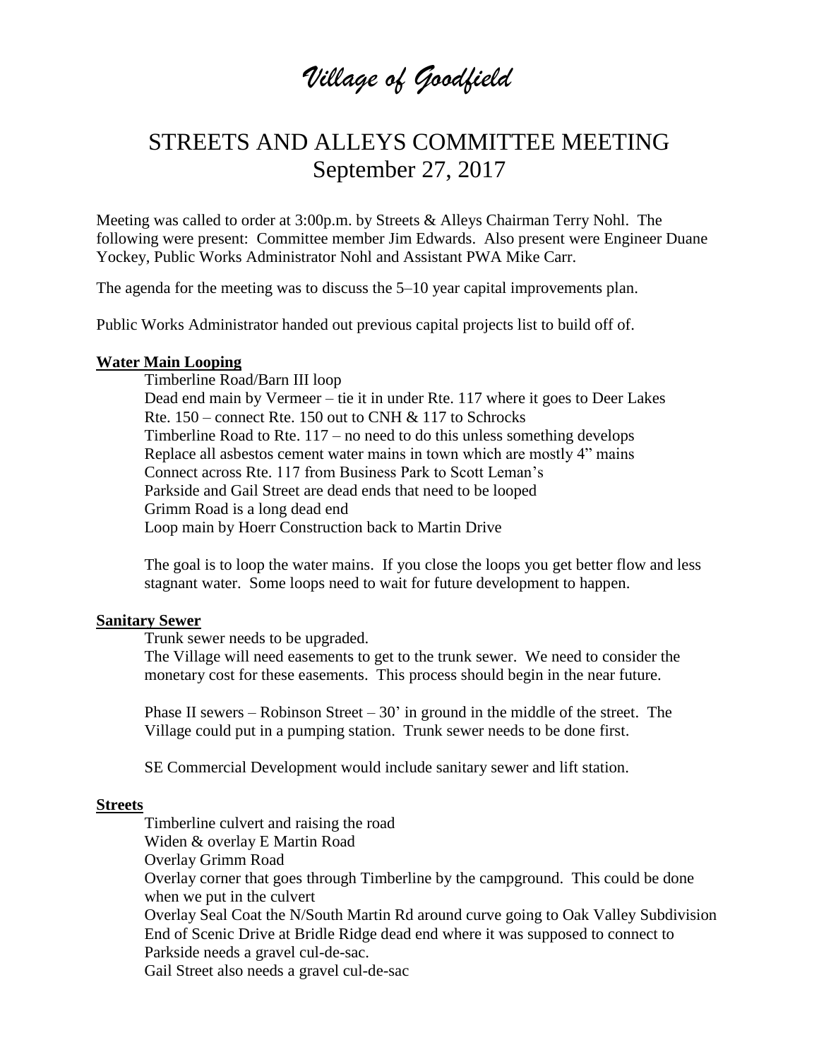# *Village of Goodfield*

## STREETS AND ALLEYS COMMITTEE MEETING
## September 27, 2017

Meeting was called to order at 3:00p.m. by Streets & Alleys Chairman Terry Nohl. The following were present: Committee member Jim Edwards. Also present were Engineer Duane Yockey, Public Works Administrator Nohl and Assistant PWA Mike Carr.

The agenda for the meeting was to discuss the 5–10 year capital improvements plan.

Public Works Administrator handed out previous capital projects list to build off of.

**Water Main Looping**

Timberline Road/Barn III loop
Dead end main by Vermeer – tie it in under Rte. 117 where it goes to Deer Lakes
Rte. 150 – connect Rte. 150 out to CNH & 117 to Schrocks
Timberline Road to Rte. 117 – no need to do this unless something develops
Replace all asbestos cement water mains in town which are mostly 4" mains
Connect across Rte. 117 from Business Park to Scott Leman's
Parkside and Gail Street are dead ends that need to be looped
Grimm Road is a long dead end
Loop main by Hoerr Construction back to Martin Drive

The goal is to loop the water mains. If you close the loops you get better flow and less stagnant water. Some loops need to wait for future development to happen.

**Sanitary Sewer**

Trunk sewer needs to be upgraded.
The Village will need easements to get to the trunk sewer. We need to consider the monetary cost for these easements. This process should begin in the near future.

Phase II sewers – Robinson Street – 30' in ground in the middle of the street. The Village could put in a pumping station. Trunk sewer needs to be done first.

SE Commercial Development would include sanitary sewer and lift station.

**Streets**

Timberline culvert and raising the road
Widen & overlay E Martin Road
Overlay Grimm Road
Overlay corner that goes through Timberline by the campground. This could be done when we put in the culvert
Overlay Seal Coat the N/South Martin Rd around curve going to Oak Valley Subdivision
End of Scenic Drive at Bridle Ridge dead end where it was supposed to connect to Parkside needs a gravel cul-de-sac.
Gail Street also needs a gravel cul-de-sac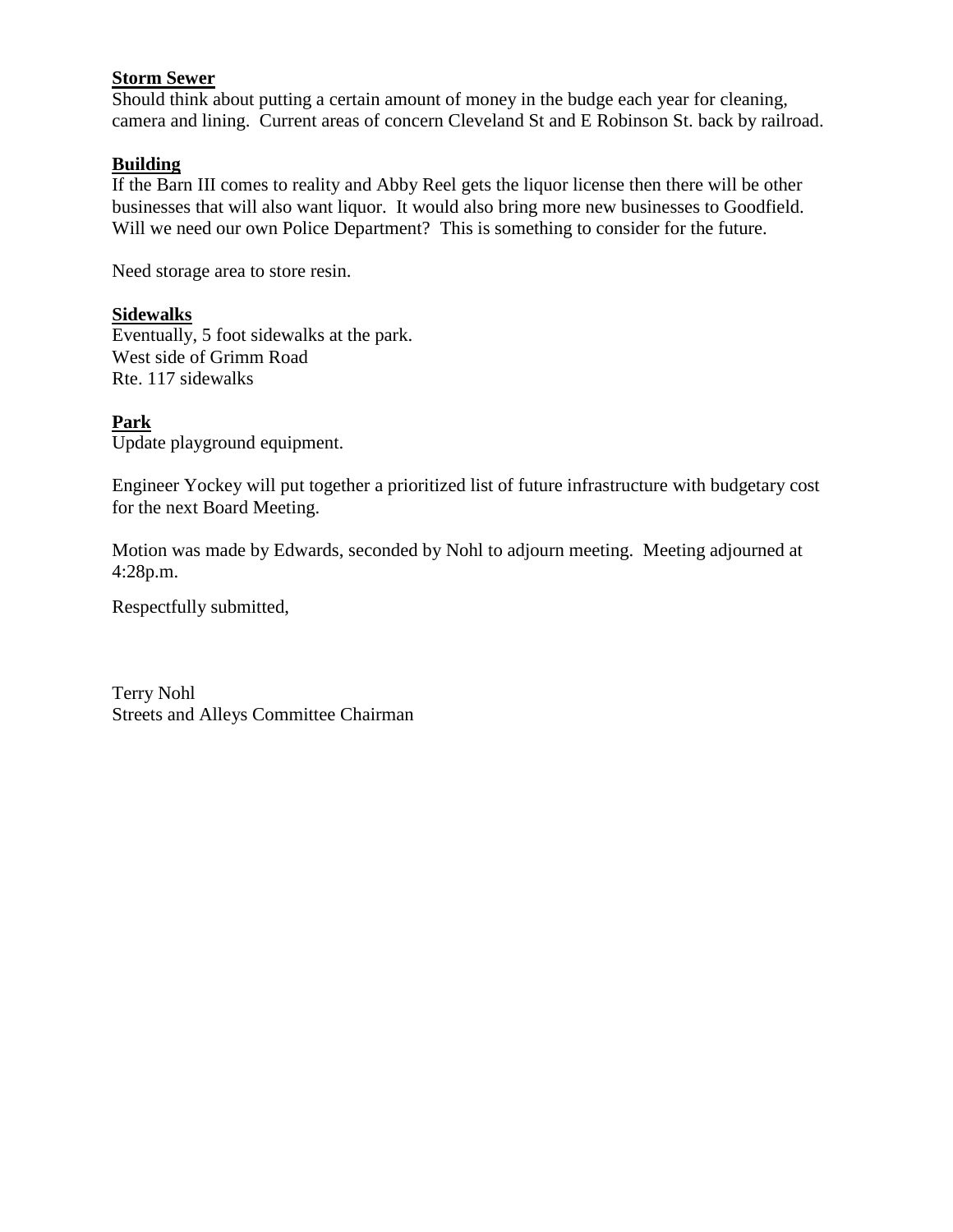**Storm Sewer**

Should think about putting a certain amount of money in the budge each year for cleaning, camera and lining. Current areas of concern Cleveland St and E Robinson St. back by railroad.

**Building**

If the Barn III comes to reality and Abby Reel gets the liquor license then there will be other businesses that will also want liquor. It would also bring more new businesses to Goodfield. Will we need our own Police Department? This is something to consider for the future.

Need storage area to store resin.

**Sidewalks**

Eventually, 5 foot sidewalks at the park.
West side of Grimm Road
Rte. 117 sidewalks

**Park**

Update playground equipment.

Engineer Yockey will put together a prioritized list of future infrastructure with budgetary cost for the next Board Meeting.

Motion was made by Edwards, seconded by Nohl to adjourn meeting. Meeting adjourned at 4:28p.m.

Respectfully submitted,

Terry Nohl
Streets and Alleys Committee Chairman